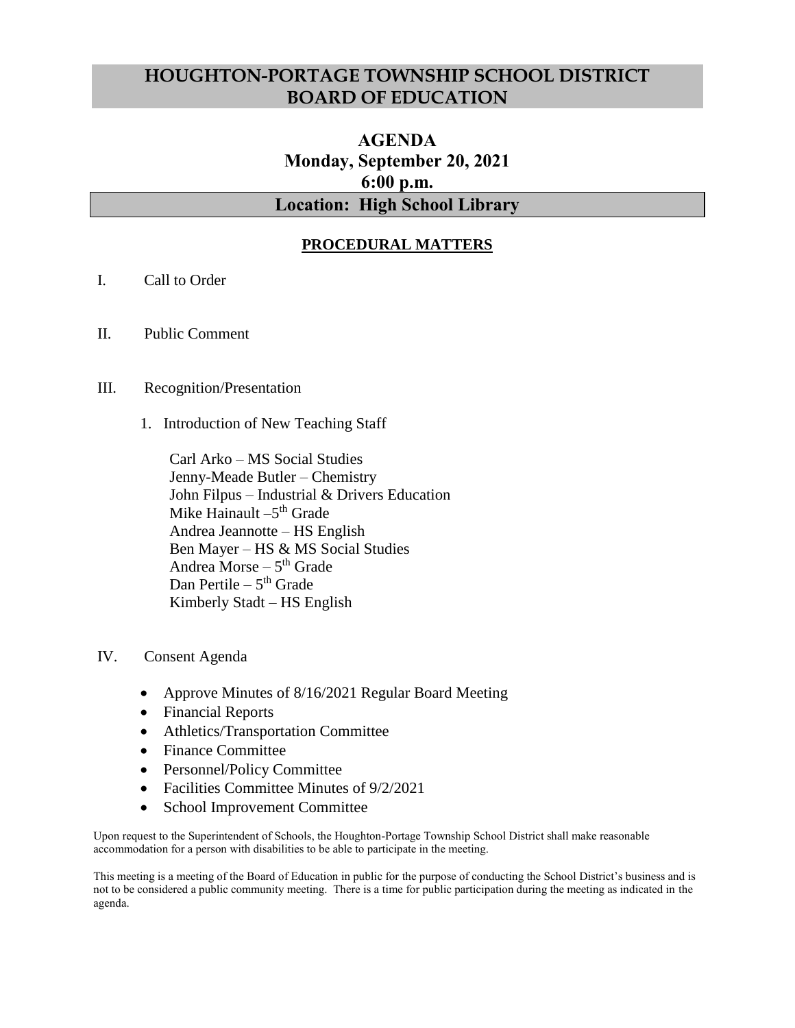# HOUGHTON-PORTAGE TOWNSHIP SCHOOL DISTRICT BOARD OF EDUCATION

## AGENDA
## Monday, September 20, 2021
## 6:00 p.m.
## Location: High School Library

### PROCEDURAL MATTERS

I. Call to Order

II. Public Comment

III. Recognition/Presentation

1. Introduction of New Teaching Staff

   Carl Arko – MS Social Studies
   Jenny-Meade Butler – Chemistry
   John Filpus – Industrial & Drivers Education
   Mike Hainault – 5th Grade
   Andrea Jeannotte – HS English
   Ben Mayer – HS & MS Social Studies
   Andrea Morse – 5th Grade
   Dan Pertile – 5th Grade
   Kimberly Stadt – HS English

IV. Consent Agenda

- Approve Minutes of 8/16/2021 Regular Board Meeting
- Financial Reports
- Athletics/Transportation Committee
- Finance Committee
- Personnel/Policy Committee
- Facilities Committee Minutes of 9/2/2021
- School Improvement Committee

Upon request to the Superintendent of Schools, the Houghton-Portage Township School District shall make reasonable accommodation for a person with disabilities to be able to participate in the meeting.

This meeting is a meeting of the Board of Education in public for the purpose of conducting the School District's business and is not to be considered a public community meeting. There is a time for public participation during the meeting as indicated in the agenda.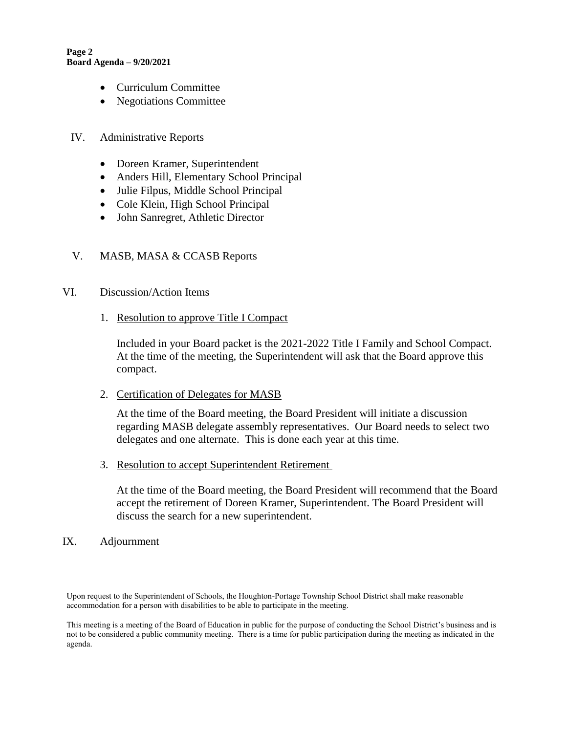- Curriculum Committee
- Negotiations Committee

IV. Administrative Reports

- Doreen Kramer, Superintendent
- Anders Hill, Elementary School Principal
- Julie Filpus, Middle School Principal
- Cole Klein, High School Principal
- John Sanregret, Athletic Director

V. MASB, MASA & CCASB Reports

VI. Discussion/Action Items

1. Resolution to approve Title I Compact

   Included in your Board packet is the 2021-2022 Title I Family and School Compact. At the time of the meeting, the Superintendent will ask that the Board approve this compact.

2. Certification of Delegates for MASB

   At the time of the Board meeting, the Board President will initiate a discussion regarding MASB delegate assembly representatives. Our Board needs to select two delegates and one alternate. This is done each year at this time.

3. Resolution to accept Superintendent Retirement

   At the time of the Board meeting, the Board President will recommend that the Board accept the retirement of Doreen Kramer, Superintendent. The Board President will discuss the search for a new superintendent.

IX. Adjournment

Upon request to the Superintendent of Schools, the Houghton-Portage Township School District shall make reasonable accommodation for a person with disabilities to be able to participate in the meeting.

This meeting is a meeting of the Board of Education in public for the purpose of conducting the School District's business and is not to be considered a public community meeting. There is a time for public participation during the meeting as indicated in the agenda.